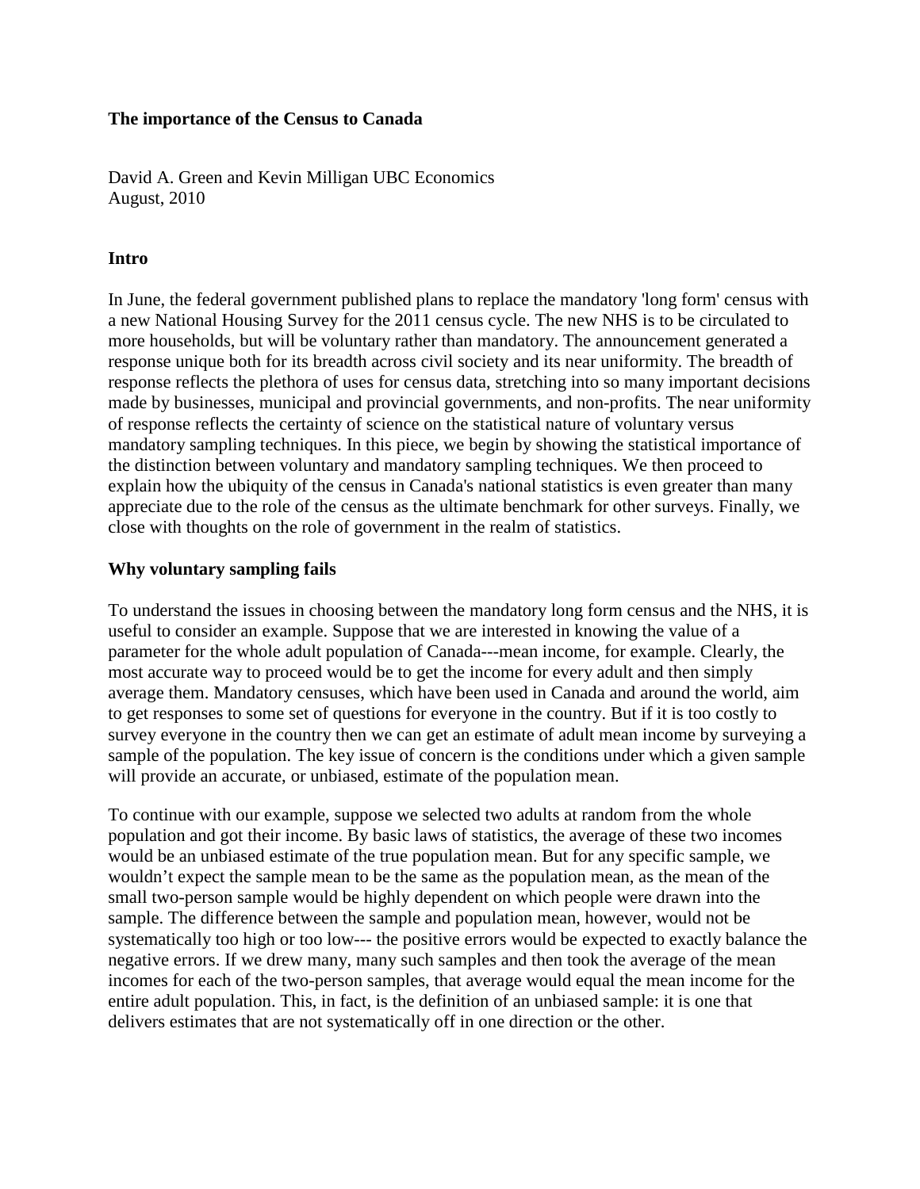**The importance of the Census to Canada**

David A. Green and Kevin Milligan UBC Economics
August, 2010

**Intro**

In June, the federal government published plans to replace the mandatory 'long form' census with a new National Housing Survey for the 2011 census cycle. The new NHS is to be circulated to more households, but will be voluntary rather than mandatory. The announcement generated a response unique both for its breadth across civil society and its near uniformity. The breadth of response reflects the plethora of uses for census data, stretching into so many important decisions made by businesses, municipal and provincial governments, and non-profits. The near uniformity of response reflects the certainty of science on the statistical nature of voluntary versus mandatory sampling techniques. In this piece, we begin by showing the statistical importance of the distinction between voluntary and mandatory sampling techniques. We then proceed to explain how the ubiquity of the census in Canada's national statistics is even greater than many appreciate due to the role of the census as the ultimate benchmark for other surveys. Finally, we close with thoughts on the role of government in the realm of statistics.

**Why voluntary sampling fails**

To understand the issues in choosing between the mandatory long form census and the NHS, it is useful to consider an example. Suppose that we are interested in knowing the value of a parameter for the whole adult population of Canada---mean income, for example. Clearly, the most accurate way to proceed would be to get the income for every adult and then simply average them. Mandatory censuses, which have been used in Canada and around the world, aim to get responses to some set of questions for everyone in the country. But if it is too costly to survey everyone in the country then we can get an estimate of adult mean income by surveying a sample of the population. The key issue of concern is the conditions under which a given sample will provide an accurate, or unbiased, estimate of the population mean.

To continue with our example, suppose we selected two adults at random from the whole population and got their income. By basic laws of statistics, the average of these two incomes would be an unbiased estimate of the true population mean. But for any specific sample, we wouldn't expect the sample mean to be the same as the population mean, as the mean of the small two-person sample would be highly dependent on which people were drawn into the sample. The difference between the sample and population mean, however, would not be systematically too high or too low--- the positive errors would be expected to exactly balance the negative errors. If we drew many, many such samples and then took the average of the mean incomes for each of the two-person samples, that average would equal the mean income for the entire adult population. This, in fact, is the definition of an unbiased sample: it is one that delivers estimates that are not systematically off in one direction or the other.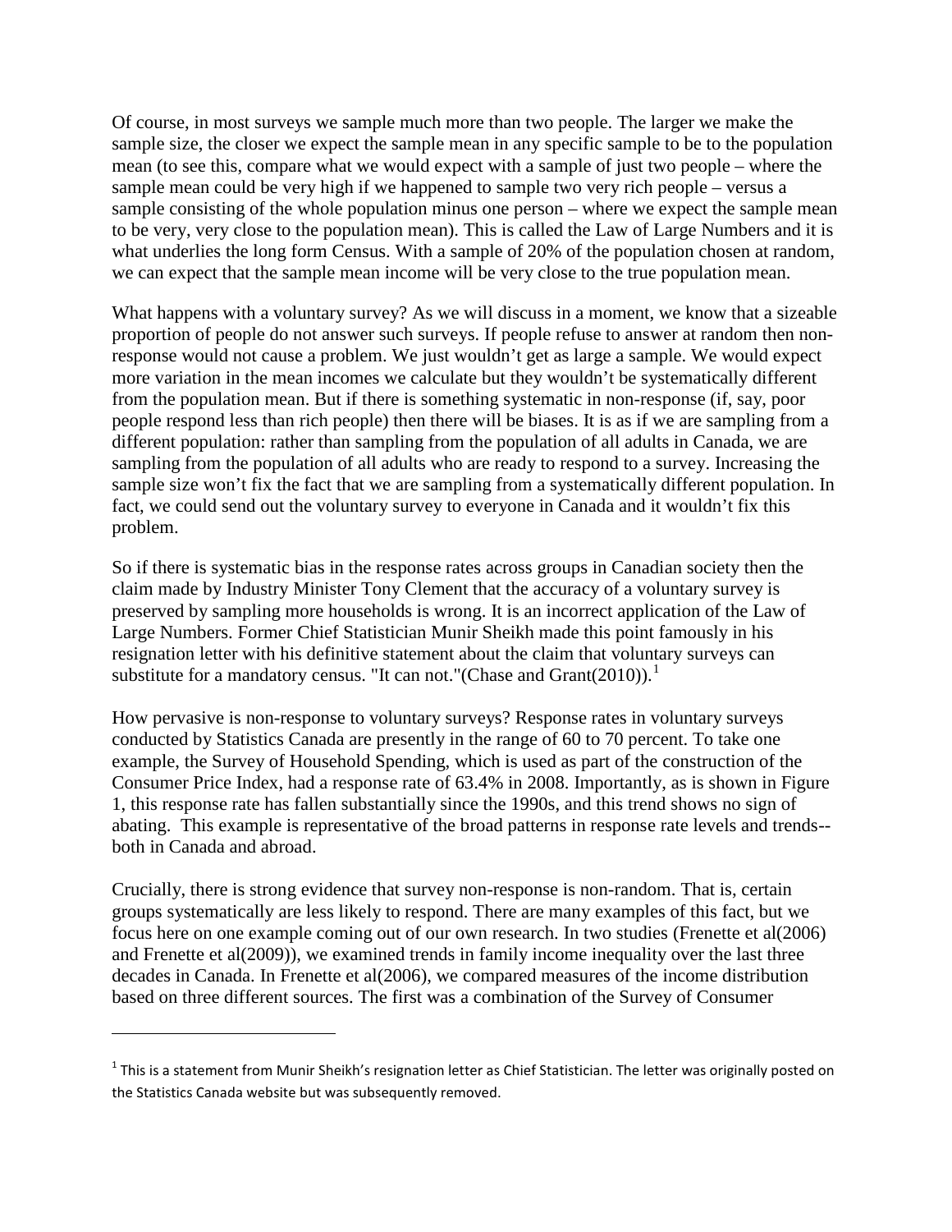Of course, in most surveys we sample much more than two people. The larger we make the sample size, the closer we expect the sample mean in any specific sample to be to the population mean (to see this, compare what we would expect with a sample of just two people – where the sample mean could be very high if we happened to sample two very rich people – versus a sample consisting of the whole population minus one person – where we expect the sample mean to be very, very close to the population mean). This is called the Law of Large Numbers and it is what underlies the long form Census. With a sample of 20% of the population chosen at random, we can expect that the sample mean income will be very close to the true population mean.

What happens with a voluntary survey? As we will discuss in a moment, we know that a sizeable proportion of people do not answer such surveys. If people refuse to answer at random then non-response would not cause a problem. We just wouldn't get as large a sample. We would expect more variation in the mean incomes we calculate but they wouldn't be systematically different from the population mean. But if there is something systematic in non-response (if, say, poor people respond less than rich people) then there will be biases. It is as if we are sampling from a different population: rather than sampling from the population of all adults in Canada, we are sampling from the population of all adults who are ready to respond to a survey. Increasing the sample size won't fix the fact that we are sampling from a systematically different population. In fact, we could send out the voluntary survey to everyone in Canada and it wouldn't fix this problem.

So if there is systematic bias in the response rates across groups in Canadian society then the claim made by Industry Minister Tony Clement that the accuracy of a voluntary survey is preserved by sampling more households is wrong. It is an incorrect application of the Law of Large Numbers. Former Chief Statistician Munir Sheikh made this point famously in his resignation letter with his definitive statement about the claim that voluntary surveys can substitute for a mandatory census. "It can not."(Chase and Grant(2010)).[1]

How pervasive is non-response to voluntary surveys? Response rates in voluntary surveys conducted by Statistics Canada are presently in the range of 60 to 70 percent. To take one example, the Survey of Household Spending, which is used as part of the construction of the Consumer Price Index, had a response rate of 63.4% in 2008. Importantly, as is shown in Figure 1, this response rate has fallen substantially since the 1990s, and this trend shows no sign of abating. This example is representative of the broad patterns in response rate levels and trends--both in Canada and abroad.

Crucially, there is strong evidence that survey non-response is non-random. That is, certain groups systematically are less likely to respond. There are many examples of this fact, but we focus here on one example coming out of our own research. In two studies (Frenette et al(2006) and Frenette et al(2009)), we examined trends in family income inequality over the last three decades in Canada. In Frenette et al(2006), we compared measures of the income distribution based on three different sources. The first was a combination of the Survey of Consumer

---

[1] This is a statement from Munir Sheikh's resignation letter as Chief Statistician. The letter was originally posted on the Statistics Canada website but was subsequently removed.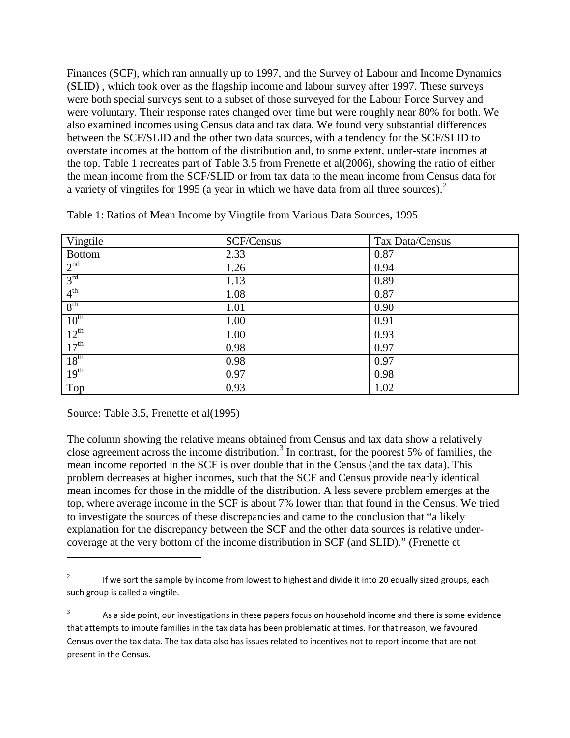Finances (SCF), which ran annually up to 1997, and the Survey of Labour and Income Dynamics (SLID) , which took over as the flagship income and labour survey after 1997. These surveys were both special surveys sent to a subset of those surveyed for the Labour Force Survey and were voluntary. Their response rates changed over time but were roughly near 80% for both. We also examined incomes using Census data and tax data. We found very substantial differences between the SCF/SLID and the other two data sources, with a tendency for the SCF/SLID to overstate incomes at the bottom of the distribution and, to some extent, under-state incomes at the top. Table 1 recreates part of Table 3.5 from Frenette et al(2006), showing the ratio of either the mean income from the SCF/SLID or from tax data to the mean income from Census data for a variety of vingtiles for 1995 (a year in which we have data from all three sources).[2]

Table 1: Ratios of Mean Income by Vingtile from Various Data Sources, 1995

| Vingtile | SCF/Census | Tax Data/Census |
|---|---|---|
| Bottom | 2.33 | 0.87 |
| 2nd | 1.26 | 0.94 |
| 3rd | 1.13 | 0.89 |
| 4th | 1.08 | 0.87 |
| 8th | 1.01 | 0.90 |
| 10th | 1.00 | 0.91 |
| 12th | 1.00 | 0.93 |
| 17th | 0.98 | 0.97 |
| 18th | 0.98 | 0.97 |
| 19th | 0.97 | 0.98 |
| Top | 0.93 | 1.02 |

Source: Table 3.5, Frenette et al(1995)

The column showing the relative means obtained from Census and tax data show a relatively close agreement across the income distribution.[3] In contrast, for the poorest 5% of families, the mean income reported in the SCF is over double that in the Census (and the tax data). This problem decreases at higher incomes, such that the SCF and Census provide nearly identical mean incomes for those in the middle of the distribution. A less severe problem emerges at the top, where average income in the SCF is about 7% lower than that found in the Census. We tried to investigate the sources of these discrepancies and came to the conclusion that "a likely explanation for the discrepancy between the SCF and the other data sources is relative under-coverage at the very bottom of the income distribution in SCF (and SLID)." (Frenette et

---

[2] If we sort the sample by income from lowest to highest and divide it into 20 equally sized groups, each such group is called a vingtile.

[3] As a side point, our investigations in these papers focus on household income and there is some evidence that attempts to impute families in the tax data has been problematic at times. For that reason, we favoured Census over the tax data. The tax data also has issues related to incentives not to report income that are not present in the Census.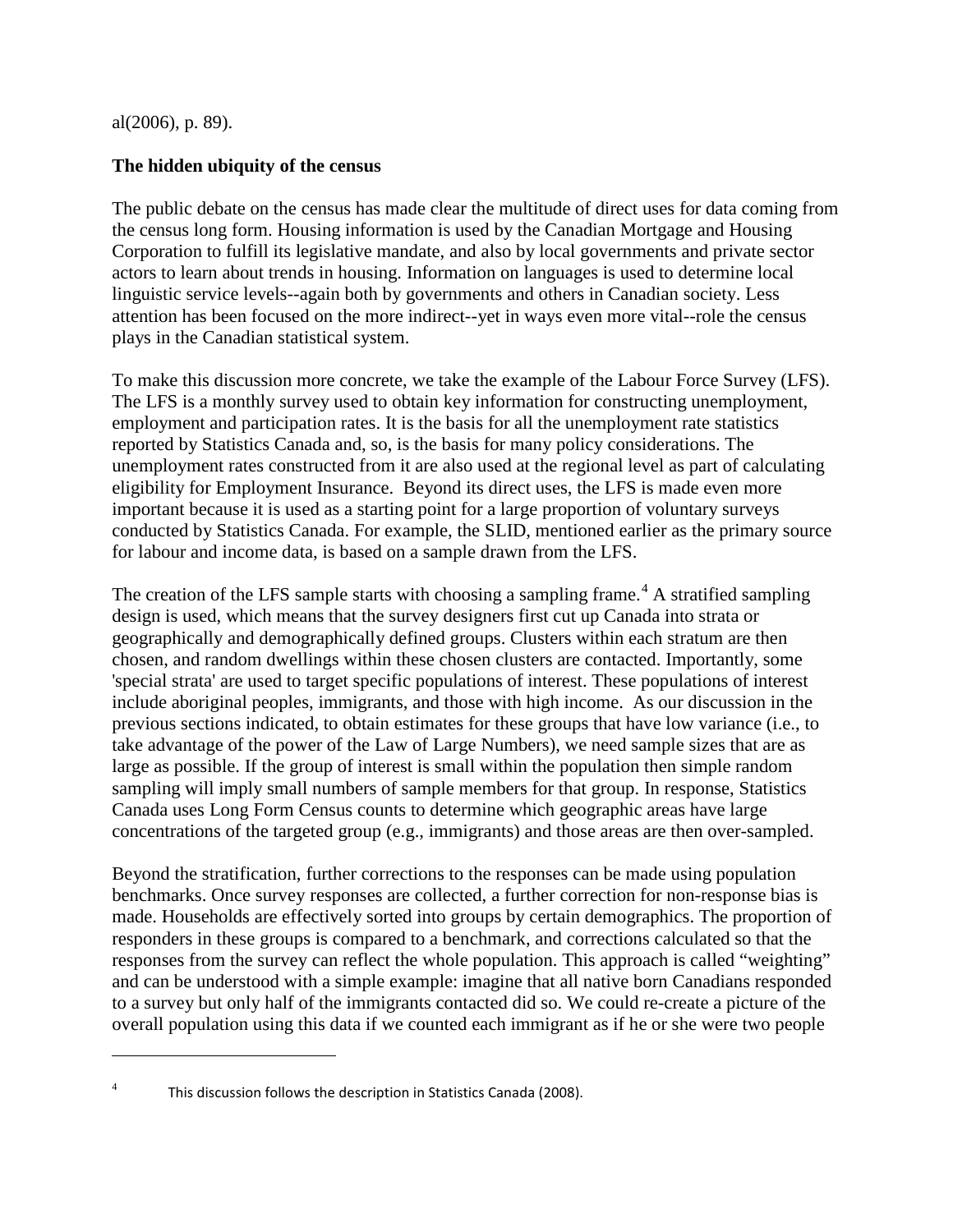al(2006), p. 89).

**The hidden ubiquity of the census**

The public debate on the census has made clear the multitude of direct uses for data coming from the census long form. Housing information is used by the Canadian Mortgage and Housing Corporation to fulfill its legislative mandate, and also by local governments and private sector actors to learn about trends in housing. Information on languages is used to determine local linguistic service levels--again both by governments and others in Canadian society. Less attention has been focused on the more indirect--yet in ways even more vital--role the census plays in the Canadian statistical system.

To make this discussion more concrete, we take the example of the Labour Force Survey (LFS). The LFS is a monthly survey used to obtain key information for constructing unemployment, employment and participation rates. It is the basis for all the unemployment rate statistics reported by Statistics Canada and, so, is the basis for many policy considerations. The unemployment rates constructed from it are also used at the regional level as part of calculating eligibility for Employment Insurance. Beyond its direct uses, the LFS is made even more important because it is used as a starting point for a large proportion of voluntary surveys conducted by Statistics Canada. For example, the SLID, mentioned earlier as the primary source for labour and income data, is based on a sample drawn from the LFS.

The creation of the LFS sample starts with choosing a sampling frame.[4] A stratified sampling design is used, which means that the survey designers first cut up Canada into strata or geographically and demographically defined groups. Clusters within each stratum are then chosen, and random dwellings within these chosen clusters are contacted. Importantly, some 'special strata' are used to target specific populations of interest. These populations of interest include aboriginal peoples, immigrants, and those with high income. As our discussion in the previous sections indicated, to obtain estimates for these groups that have low variance (i.e., to take advantage of the power of the Law of Large Numbers), we need sample sizes that are as large as possible. If the group of interest is small within the population then simple random sampling will imply small numbers of sample members for that group. In response, Statistics Canada uses Long Form Census counts to determine which geographic areas have large concentrations of the targeted group (e.g., immigrants) and those areas are then over-sampled.

Beyond the stratification, further corrections to the responses can be made using population benchmarks. Once survey responses are collected, a further correction for non-response bias is made. Households are effectively sorted into groups by certain demographics. The proportion of responders in these groups is compared to a benchmark, and corrections calculated so that the responses from the survey can reflect the whole population. This approach is called "weighting" and can be understood with a simple example: imagine that all native born Canadians responded to a survey but only half of the immigrants contacted did so. We could re-create a picture of the overall population using this data if we counted each immigrant as if he or she were two people

[4] This discussion follows the description in Statistics Canada (2008).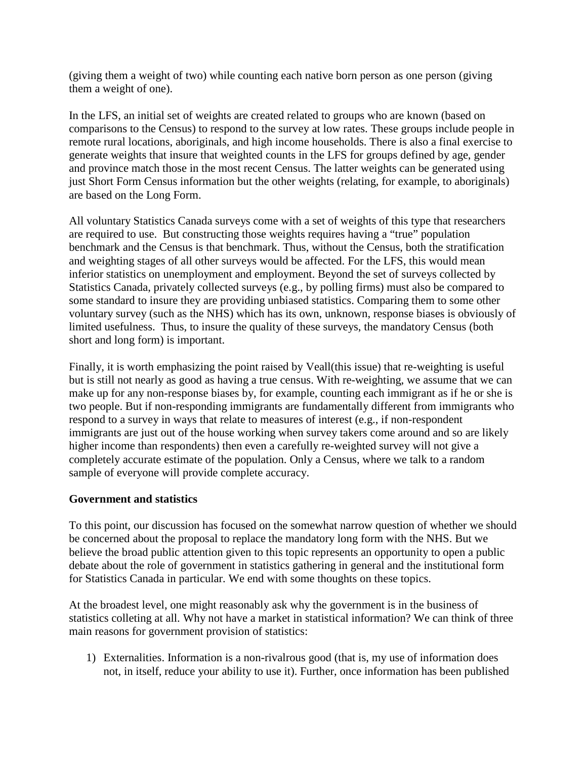(giving them a weight of two) while counting each native born person as one person (giving them a weight of one).

In the LFS, an initial set of weights are created related to groups who are known (based on comparisons to the Census) to respond to the survey at low rates. These groups include people in remote rural locations, aboriginals, and high income households. There is also a final exercise to generate weights that insure that weighted counts in the LFS for groups defined by age, gender and province match those in the most recent Census. The latter weights can be generated using just Short Form Census information but the other weights (relating, for example, to aboriginals) are based on the Long Form.

All voluntary Statistics Canada surveys come with a set of weights of this type that researchers are required to use. But constructing those weights requires having a "true" population benchmark and the Census is that benchmark. Thus, without the Census, both the stratification and weighting stages of all other surveys would be affected. For the LFS, this would mean inferior statistics on unemployment and employment. Beyond the set of surveys collected by Statistics Canada, privately collected surveys (e.g., by polling firms) must also be compared to some standard to insure they are providing unbiased statistics. Comparing them to some other voluntary survey (such as the NHS) which has its own, unknown, response biases is obviously of limited usefulness. Thus, to insure the quality of these surveys, the mandatory Census (both short and long form) is important.

Finally, it is worth emphasizing the point raised by Veall(this issue) that re-weighting is useful but is still not nearly as good as having a true census. With re-weighting, we assume that we can make up for any non-response biases by, for example, counting each immigrant as if he or she is two people. But if non-responding immigrants are fundamentally different from immigrants who respond to a survey in ways that relate to measures of interest (e.g., if non-respondent immigrants are just out of the house working when survey takers come around and so are likely higher income than respondents) then even a carefully re-weighted survey will not give a completely accurate estimate of the population. Only a Census, where we talk to a random sample of everyone will provide complete accuracy.

**Government and statistics**

To this point, our discussion has focused on the somewhat narrow question of whether we should be concerned about the proposal to replace the mandatory long form with the NHS. But we believe the broad public attention given to this topic represents an opportunity to open a public debate about the role of government in statistics gathering in general and the institutional form for Statistics Canada in particular. We end with some thoughts on these topics.

At the broadest level, one might reasonably ask why the government is in the business of statistics colleting at all. Why not have a market in statistical information? We can think of three main reasons for government provision of statistics:

1) Externalities. Information is a non-rivalrous good (that is, my use of information does not, in itself, reduce your ability to use it). Further, once information has been published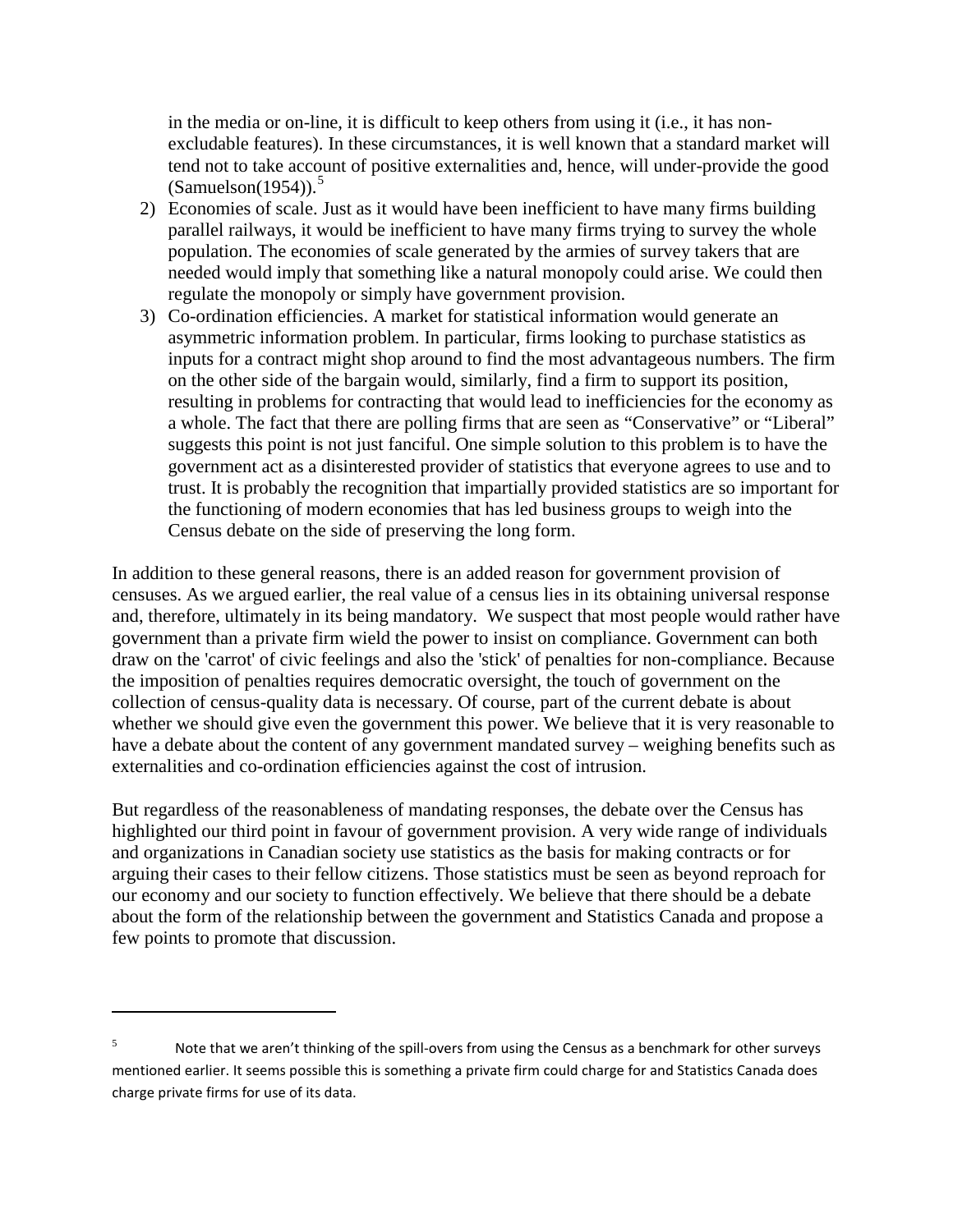in the media or on-line, it is difficult to keep others from using it (i.e., it has non-excludable features). In these circumstances, it is well known that a standard market will tend not to take account of positive externalities and, hence, will under-provide the good (Samuelson(1954)).[5]

2) Economies of scale. Just as it would have been inefficient to have many firms building parallel railways, it would be inefficient to have many firms trying to survey the whole population. The economies of scale generated by the armies of survey takers that are needed would imply that something like a natural monopoly could arise. We could then regulate the monopoly or simply have government provision.
3) Co-ordination efficiencies. A market for statistical information would generate an asymmetric information problem. In particular, firms looking to purchase statistics as inputs for a contract might shop around to find the most advantageous numbers. The firm on the other side of the bargain would, similarly, find a firm to support its position, resulting in problems for contracting that would lead to inefficiencies for the economy as a whole. The fact that there are polling firms that are seen as "Conservative" or "Liberal" suggests this point is not just fanciful. One simple solution to this problem is to have the government act as a disinterested provider of statistics that everyone agrees to use and to trust. It is probably the recognition that impartially provided statistics are so important for the functioning of modern economies that has led business groups to weigh into the Census debate on the side of preserving the long form.

In addition to these general reasons, there is an added reason for government provision of censuses. As we argued earlier, the real value of a census lies in its obtaining universal response and, therefore, ultimately in its being mandatory. We suspect that most people would rather have government than a private firm wield the power to insist on compliance. Government can both draw on the 'carrot' of civic feelings and also the 'stick' of penalties for non-compliance. Because the imposition of penalties requires democratic oversight, the touch of government on the collection of census-quality data is necessary. Of course, part of the current debate is about whether we should give even the government this power. We believe that it is very reasonable to have a debate about the content of any government mandated survey – weighing benefits such as externalities and co-ordination efficiencies against the cost of intrusion.

But regardless of the reasonableness of mandating responses, the debate over the Census has highlighted our third point in favour of government provision. A very wide range of individuals and organizations in Canadian society use statistics as the basis for making contracts or for arguing their cases to their fellow citizens. Those statistics must be seen as beyond reproach for our economy and our society to function effectively. We believe that there should be a debate about the form of the relationship between the government and Statistics Canada and propose a few points to promote that discussion.

---

[5] Note that we aren't thinking of the spill-overs from using the Census as a benchmark for other surveys mentioned earlier. It seems possible this is something a private firm could charge for and Statistics Canada does charge private firms for use of its data.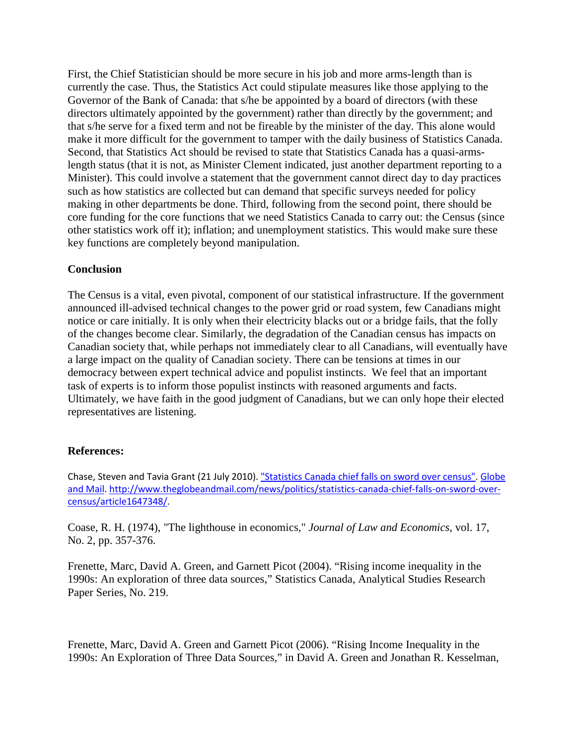First, the Chief Statistician should be more secure in his job and more arms-length than is currently the case. Thus, the Statistics Act could stipulate measures like those applying to the Governor of the Bank of Canada: that s/he be appointed by a board of directors (with these directors ultimately appointed by the government) rather than directly by the government; and that s/he serve for a fixed term and not be fireable by the minister of the day. This alone would make it more difficult for the government to tamper with the daily business of Statistics Canada. Second, that Statistics Act should be revised to state that Statistics Canada has a quasi-arms-length status (that it is not, as Minister Clement indicated, just another department reporting to a Minister). This could involve a statement that the government cannot direct day to day practices such as how statistics are collected but can demand that specific surveys needed for policy making in other departments be done. Third, following from the second point, there should be core funding for the core functions that we need Statistics Canada to carry out: the Census (since other statistics work off it); inflation; and unemployment statistics. This would make sure these key functions are completely beyond manipulation.

**Conclusion**

The Census is a vital, even pivotal, component of our statistical infrastructure. If the government announced ill-advised technical changes to the power grid or road system, few Canadians might notice or care initially. It is only when their electricity blacks out or a bridge fails, that the folly of the changes become clear. Similarly, the degradation of the Canadian census has impacts on Canadian society that, while perhaps not immediately clear to all Canadians, will eventually have a large impact on the quality of Canadian society. There can be tensions at times in our democracy between expert technical advice and populist instincts. We feel that an important task of experts is to inform those populist instincts with reasoned arguments and facts. Ultimately, we have faith in the good judgment of Canadians, but we can only hope their elected representatives are listening.

**References:**

Chase, Steven and Tavia Grant (21 July 2010). "Statistics Canada chief falls on sword over census". Globe and Mail. http://www.theglobeandmail.com/news/politics/statistics-canada-chief-falls-on-sword-over-census/article1647348/.

Coase, R. H. (1974), "The lighthouse in economics," *Journal of Law and Economics*, vol. 17, No. 2, pp. 357-376.

Frenette, Marc, David A. Green, and Garnett Picot (2004). "Rising income inequality in the 1990s: An exploration of three data sources," Statistics Canada, Analytical Studies Research Paper Series, No. 219.

Frenette, Marc, David A. Green and Garnett Picot (2006). "Rising Income Inequality in the 1990s: An Exploration of Three Data Sources," in David A. Green and Jonathan R. Kesselman,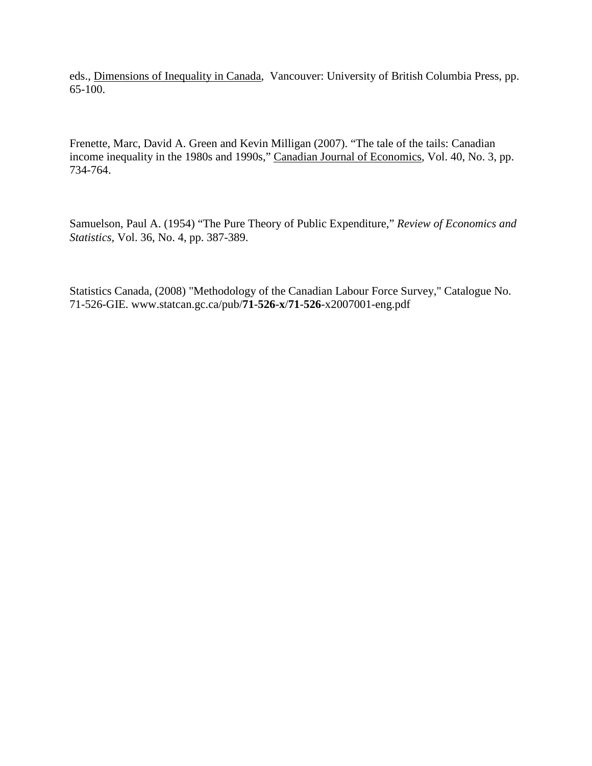eds., Dimensions of Inequality in Canada, Vancouver: University of British Columbia Press, pp. 65-100.

Frenette, Marc, David A. Green and Kevin Milligan (2007). "The tale of the tails: Canadian income inequality in the 1980s and 1990s," Canadian Journal of Economics, Vol. 40, No. 3, pp. 734-764.

Samuelson, Paul A. (1954) "The Pure Theory of Public Expenditure," *Review of Economics and Statistics*, Vol. 36, No. 4, pp. 387-389.

Statistics Canada, (2008) "Methodology of the Canadian Labour Force Survey," Catalogue No. 71-526-GIE. www.statcan.gc.ca/pub/**71-526-x**/**71-526**-x2007001-eng.pdf